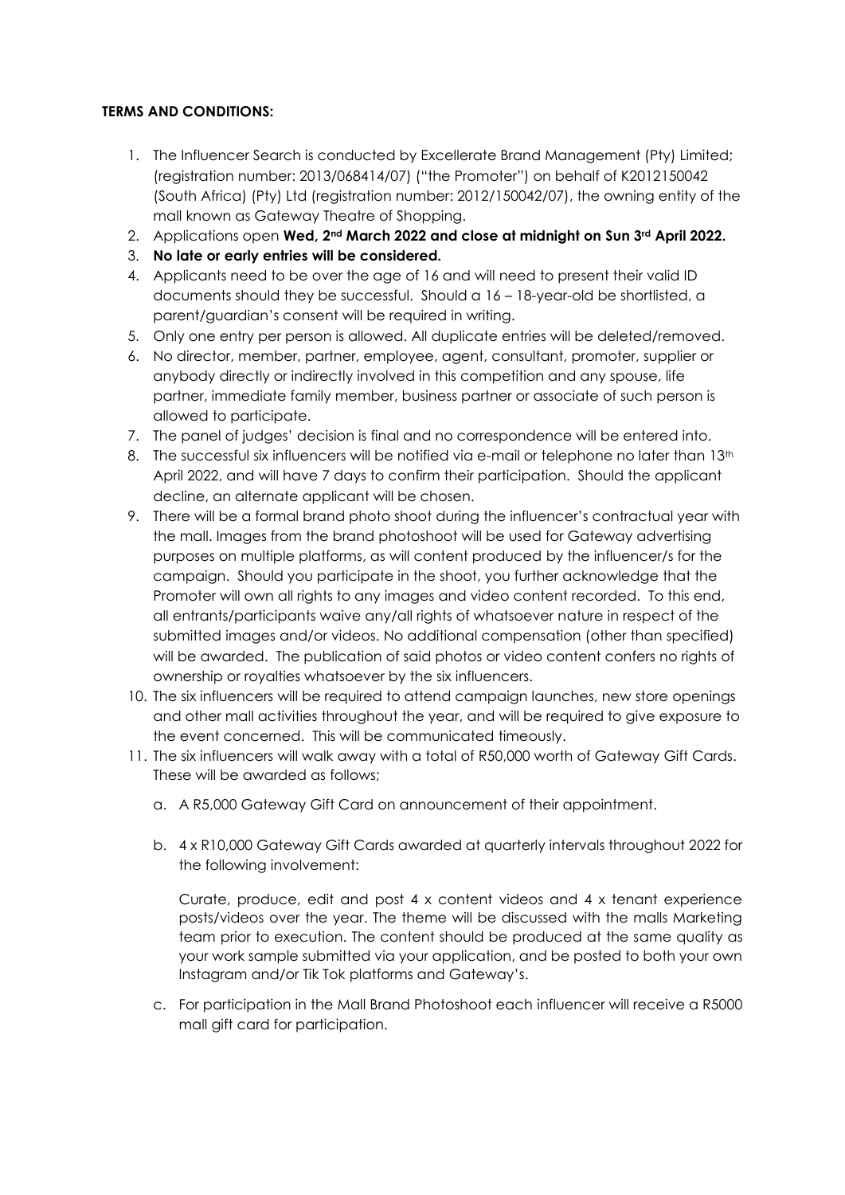**TERMS AND CONDITIONS:**

1. The Influencer Search is conducted by Excellerate Brand Management (Pty) Limited; (registration number: 2013/068414/07) ("the Promoter") on behalf of K2012150042 (South Africa) (Pty) Ltd (registration number: 2012/150042/07), the owning entity of the mall known as Gateway Theatre of Shopping.
2. Applications open **Wed, 2nd March 2022 and close at midnight on Sun 3rd April 2022.**
3. **No late or early entries will be considered.**
4. Applicants need to be over the age of 16 and will need to present their valid ID documents should they be successful. Should a 16 – 18-year-old be shortlisted, a parent/guardian's consent will be required in writing.
5. Only one entry per person is allowed. All duplicate entries will be deleted/removed.
6. No director, member, partner, employee, agent, consultant, promoter, supplier or anybody directly or indirectly involved in this competition and any spouse, life partner, immediate family member, business partner or associate of such person is allowed to participate.
7. The panel of judges' decision is final and no correspondence will be entered into.
8. The successful six influencers will be notified via e-mail or telephone no later than 13th April 2022, and will have 7 days to confirm their participation. Should the applicant decline, an alternate applicant will be chosen.
9. There will be a formal brand photo shoot during the influencer's contractual year with the mall. Images from the brand photoshoot will be used for Gateway advertising purposes on multiple platforms, as will content produced by the influencer/s for the campaign. Should you participate in the shoot, you further acknowledge that the Promoter will own all rights to any images and video content recorded. To this end, all entrants/participants waive any/all rights of whatsoever nature in respect of the submitted images and/or videos. No additional compensation (other than specified) will be awarded. The publication of said photos or video content confers no rights of ownership or royalties whatsoever by the six influencers.
10. The six influencers will be required to attend campaign launches, new store openings and other mall activities throughout the year, and will be required to give exposure to the event concerned. This will be communicated timeously.
11. The six influencers will walk away with a total of R50,000 worth of Gateway Gift Cards. These will be awarded as follows;

    a. A R5,000 Gateway Gift Card on announcement of their appointment.

    b. 4 x R10,000 Gateway Gift Cards awarded at quarterly intervals throughout 2022 for the following involvement:

       Curate, produce, edit and post 4 x content videos and 4 x tenant experience posts/videos over the year. The theme will be discussed with the malls Marketing team prior to execution. The content should be produced at the same quality as your work sample submitted via your application, and be posted to both your own Instagram and/or Tik Tok platforms and Gateway's.

    c. For participation in the Mall Brand Photoshoot each influencer will receive a R5000 mall gift card for participation.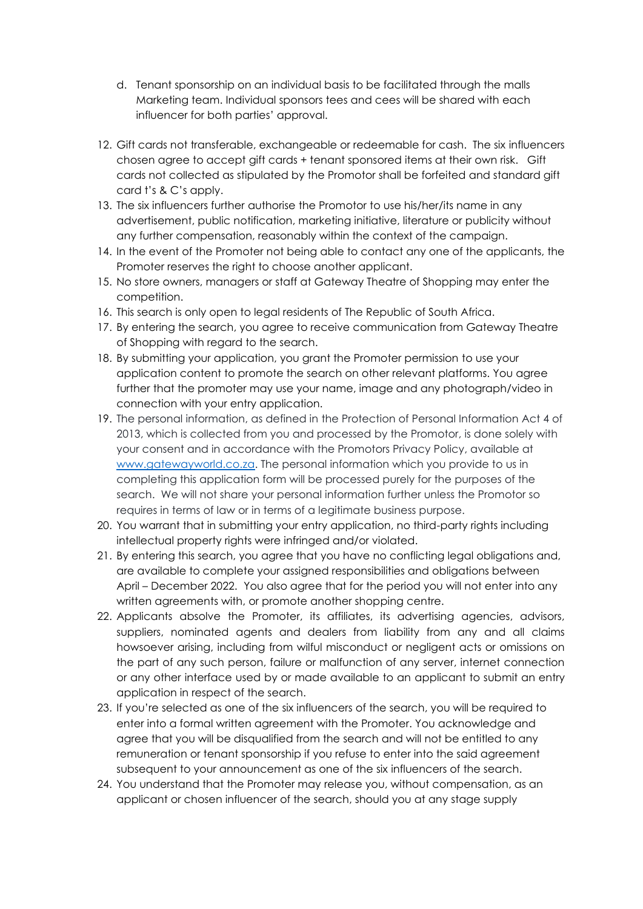d. Tenant sponsorship on an individual basis to be facilitated through the malls Marketing team. Individual sponsors tees and cees will be shared with each influencer for both parties' approval.

12. Gift cards not transferable, exchangeable or redeemable for cash. The six influencers chosen agree to accept gift cards + tenant sponsored items at their own risk. Gift cards not collected as stipulated by the Promotor shall be forfeited and standard gift card t's & C's apply.
13. The six influencers further authorise the Promotor to use his/her/its name in any advertisement, public notification, marketing initiative, literature or publicity without any further compensation, reasonably within the context of the campaign.
14. In the event of the Promoter not being able to contact any one of the applicants, the Promoter reserves the right to choose another applicant.
15. No store owners, managers or staff at Gateway Theatre of Shopping may enter the competition.
16. This search is only open to legal residents of The Republic of South Africa.
17. By entering the search, you agree to receive communication from Gateway Theatre of Shopping with regard to the search.
18. By submitting your application, you grant the Promoter permission to use your application content to promote the search on other relevant platforms. You agree further that the promoter may use your name, image and any photograph/video in connection with your entry application.
19. The personal information, as defined in the Protection of Personal Information Act 4 of 2013, which is collected from you and processed by the Promotor, is done solely with your consent and in accordance with the Promotors Privacy Policy, available at [www.gatewayworld.co.za](http://www.gatewayworld.co.za). The personal information which you provide to us in completing this application form will be processed purely for the purposes of the search. We will not share your personal information further unless the Promotor so requires in terms of law or in terms of a legitimate business purpose.
20. You warrant that in submitting your entry application, no third-party rights including intellectual property rights were infringed and/or violated.
21. By entering this search, you agree that you have no conflicting legal obligations and, are available to complete your assigned responsibilities and obligations between April – December 2022. You also agree that for the period you will not enter into any written agreements with, or promote another shopping centre.
22. Applicants absolve the Promoter, its affiliates, its advertising agencies, advisors, suppliers, nominated agents and dealers from liability from any and all claims howsoever arising, including from wilful misconduct or negligent acts or omissions on the part of any such person, failure or malfunction of any server, internet connection or any other interface used by or made available to an applicant to submit an entry application in respect of the search.
23. If you're selected as one of the six influencers of the search, you will be required to enter into a formal written agreement with the Promoter. You acknowledge and agree that you will be disqualified from the search and will not be entitled to any remuneration or tenant sponsorship if you refuse to enter into the said agreement subsequent to your announcement as one of the six influencers of the search.
24. You understand that the Promoter may release you, without compensation, as an applicant or chosen influencer of the search, should you at any stage supply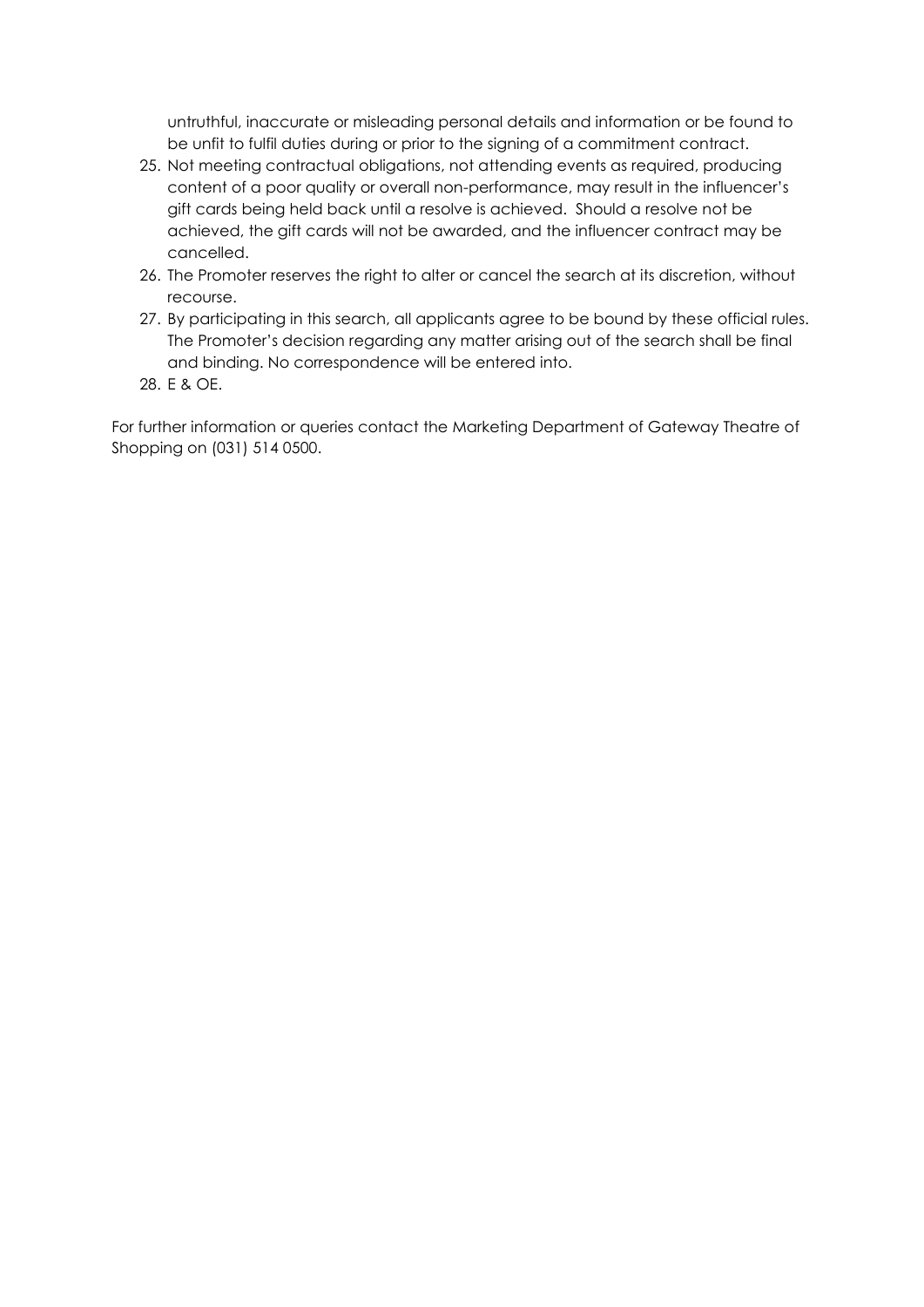untruthful, inaccurate or misleading personal details and information or be found to be unfit to fulfil duties during or prior to the signing of a commitment contract.

25. Not meeting contractual obligations, not attending events as required, producing content of a poor quality or overall non-performance, may result in the influencer's gift cards being held back until a resolve is achieved. Should a resolve not be achieved, the gift cards will not be awarded, and the influencer contract may be cancelled.
26. The Promoter reserves the right to alter or cancel the search at its discretion, without recourse.
27. By participating in this search, all applicants agree to be bound by these official rules. The Promoter's decision regarding any matter arising out of the search shall be final and binding. No correspondence will be entered into.
28. E & OE.

For further information or queries contact the Marketing Department of Gateway Theatre of Shopping on (031) 514 0500.